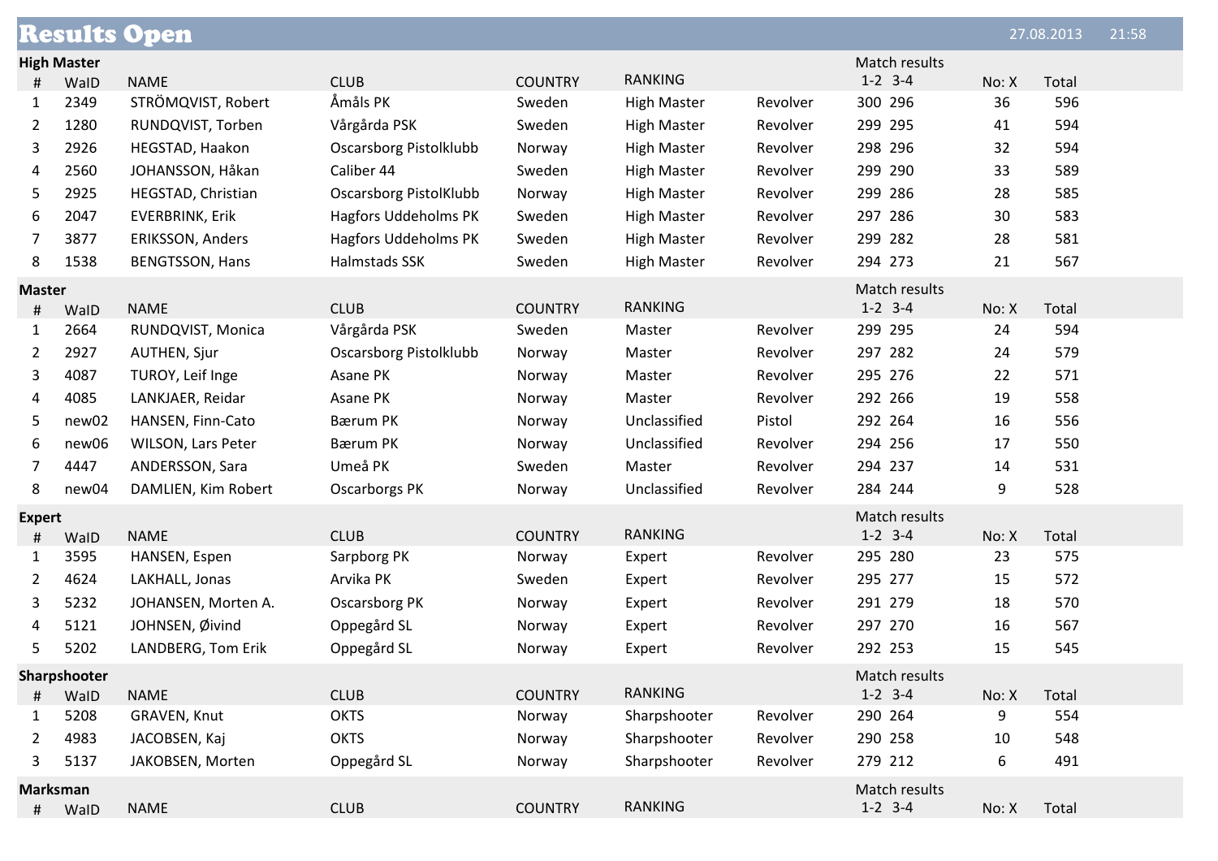# Results Open

27.08.2013 21:58

## High Master

| # | WaID | NAME | CLUB | COUNTRY | RANKING | | Match results 1-2 | 3-4 | No: X | Total |
|---|---|---|---|---|---|---|---|---|---|---|
| 1 | 2349 | STRÖMQVIST, Robert | Åmåls PK | Sweden | High Master | Revolver | 300 | 296 | 36 | 596 |
| 2 | 1280 | RUNDQVIST, Torben | Vårgårda PSK | Sweden | High Master | Revolver | 299 | 295 | 41 | 594 |
| 3 | 2926 | HEGSTAD, Haakon | Oscarsborg Pistolklubb | Norway | High Master | Revolver | 298 | 296 | 32 | 594 |
| 4 | 2560 | JOHANSSON, Håkan | Caliber 44 | Sweden | High Master | Revolver | 299 | 290 | 33 | 589 |
| 5 | 2925 | HEGSTAD, Christian | Oscarsborg PistolKlubb | Norway | High Master | Revolver | 299 | 286 | 28 | 585 |
| 6 | 2047 | EVERBRINK, Erik | Hagfors Uddeholms PK | Sweden | High Master | Revolver | 297 | 286 | 30 | 583 |
| 7 | 3877 | ERIKSSON, Anders | Hagfors Uddeholms PK | Sweden | High Master | Revolver | 299 | 282 | 28 | 581 |
| 8 | 1538 | BENGTSSON, Hans | Halmstads SSK | Sweden | High Master | Revolver | 294 | 273 | 21 | 567 |

## Master

| # | WaID | NAME | CLUB | COUNTRY | RANKING | | Match results 1-2 | 3-4 | No: X | Total |
|---|---|---|---|---|---|---|---|---|---|---|
| 1 | 2664 | RUNDQVIST, Monica | Vårgårda PSK | Sweden | Master | Revolver | 299 | 295 | 24 | 594 |
| 2 | 2927 | AUTHEN, Sjur | Oscarsborg Pistolklubb | Norway | Master | Revolver | 297 | 282 | 24 | 579 |
| 3 | 4087 | TUROY, Leif Inge | Asane PK | Norway | Master | Revolver | 295 | 276 | 22 | 571 |
| 4 | 4085 | LANKJAER, Reidar | Asane PK | Norway | Master | Revolver | 292 | 266 | 19 | 558 |
| 5 | new02 | HANSEN, Finn-Cato | Bærum PK | Norway | Unclassified | Pistol | 292 | 264 | 16 | 556 |
| 6 | new06 | WILSON, Lars Peter | Bærum PK | Norway | Unclassified | Revolver | 294 | 256 | 17 | 550 |
| 7 | 4447 | ANDERSSON, Sara | Umeå PK | Sweden | Master | Revolver | 294 | 237 | 14 | 531 |
| 8 | new04 | DAMLIEN, Kim Robert | Oscarborgs PK | Norway | Unclassified | Revolver | 284 | 244 | 9 | 528 |

## Expert

| # | WaID | NAME | CLUB | COUNTRY | RANKING | | Match results 1-2 | 3-4 | No: X | Total |
|---|---|---|---|---|---|---|---|---|---|---|
| 1 | 3595 | HANSEN, Espen | Sarpborg PK | Norway | Expert | Revolver | 295 | 280 | 23 | 575 |
| 2 | 4624 | LAKHALL, Jonas | Arvika PK | Sweden | Expert | Revolver | 295 | 277 | 15 | 572 |
| 3 | 5232 | JOHANSEN, Morten A. | Oscarsborg PK | Norway | Expert | Revolver | 291 | 279 | 18 | 570 |
| 4 | 5121 | JOHNSEN, Øivind | Oppegård SL | Norway | Expert | Revolver | 297 | 270 | 16 | 567 |
| 5 | 5202 | LANDBERG, Tom Erik | Oppegård SL | Norway | Expert | Revolver | 292 | 253 | 15 | 545 |

## Sharpshooter

| # | WaID | NAME | CLUB | COUNTRY | RANKING | | Match results 1-2 | 3-4 | No: X | Total |
|---|---|---|---|---|---|---|---|---|---|---|
| 1 | 5208 | GRAVEN, Knut | OKTS | Norway | Sharpshooter | Revolver | 290 | 264 | 9 | 554 |
| 2 | 4983 | JACOBSEN, Kaj | OKTS | Norway | Sharpshooter | Revolver | 290 | 258 | 10 | 548 |
| 3 | 5137 | JAKOBSEN, Morten | Oppegård SL | Norway | Sharpshooter | Revolver | 279 | 212 | 6 | 491 |

## Marksman

| # | WaID | NAME | CLUB | COUNTRY | RANKING | | Match results 1-2 | 3-4 | No: X | Total |
|---|---|---|---|---|---|---|---|---|---|---|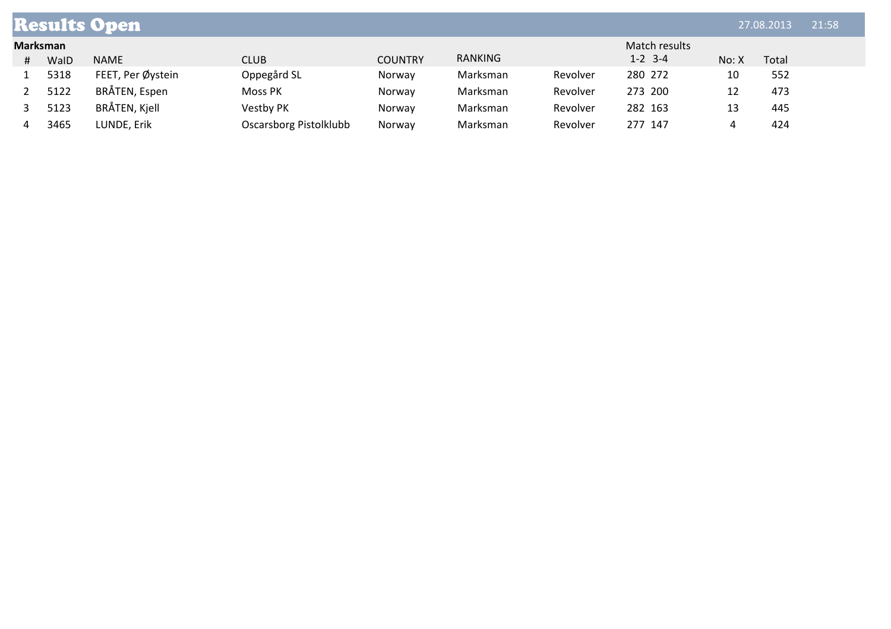# Results Open

27.08.2013 21:58

**Marksman**

| # | WaID | NAME | CLUB | COUNTRY | RANKING | | Match results 1-2 | 3-4 | No: X | Total |
|---|---|---|---|---|---|---|---|---|---|---|
| 1 | 5318 | FEET, Per Øystein | Oppegård SL | Norway | Marksman | Revolver | 280 | 272 | 10 | 552 |
| 2 | 5122 | BRÅTEN, Espen | Moss PK | Norway | Marksman | Revolver | 273 | 200 | 12 | 473 |
| 3 | 5123 | BRÅTEN, Kjell | Vestby PK | Norway | Marksman | Revolver | 282 | 163 | 13 | 445 |
| 4 | 3465 | LUNDE, Erik | Oscarsborg Pistolklubb | Norway | Marksman | Revolver | 277 | 147 | 4 | 424 |